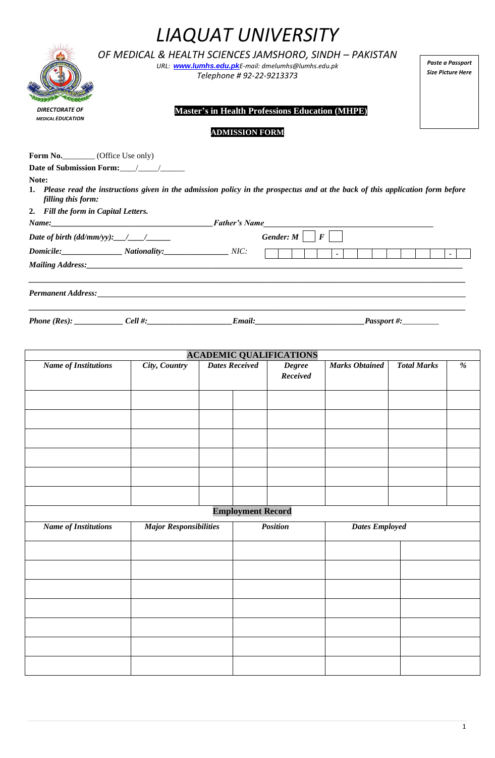# *LIAQUAT UNIVERSITY*

*OF MEDICAL & HEALTH SCIENCES JAMSHORO, SINDH – PAKISTAN*

*URL: **www.lumhs.edu.pk** E-mail: dmelumhs@lumhs.edu.pk*

*Telephone # 92-22-9213373*

***Paste a Passport Size Picture Here***

***DIRECTORATE OF MEDICAL EDUCATION***

## **Master's in Health Professions Education (MHPE)**

## **ADMISSION FORM**

**Form No.**________ (Office Use only)

**Date of Submission Form:**____/_____/______

**Note:**

1. ***Please read the instructions given in the admission policy in the prospectus and at the back of this application form before filling this form:***
2. ***Fill the form in Capital Letters.***

***Name:***________________________________________***Father's Name***__________________________________________

***Date of birth (dd/mm/yy):***___/____/______ ***Gender: M*** [ ] ***F*** [ ]

***Domicile:***_______________ ***Nationality:***________________ *NIC:* [ ][ ][ ][ ][ ] - [ ][ ][ ][ ][ ][ ][ ] - [ ]

***Mailing Address:***________________________________________________________________________________

______________________________________________________________________________________________

***Permanent Address:***______________________________________________________________________________

______________________________________________________________________________________________

***Phone (Res):*** ____________ ***Cell #:***_____________________***Email:***__________________________***Passport #:***_________

| **ACADEMIC QUALIFICATIONS** | | | | | | | |
|---|---|---|---|---|---|---|---|
| ***Name of Institutions*** | ***City, Country*** | ***Dates Received*** | | ***Degree Received*** | ***Marks Obtained*** | ***Total Marks*** | ***%*** |
| | | | | | | | |
| | | | | | | | |
| | | | | | | | |
| | | | | | | | |
| | | | | | | | |
| | | | | | | | |

| **Employment Record** | | | | |
|---|---|---|---|---|
| ***Name of Institutions*** | ***Major Responsibilities*** | ***Position*** | ***Dates Employed*** | |
| | | | | |
| | | | | |
| | | | | |
| | | | | |
| | | | | |
| | | | | |
| | | | | |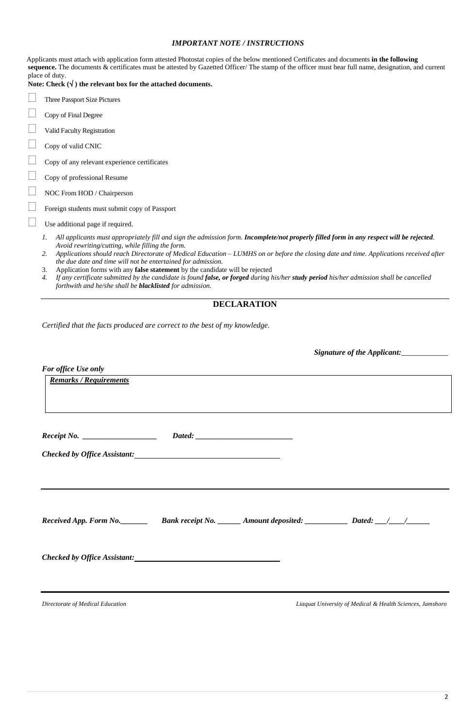### *IMPORTANT NOTE / INSTRUCTIONS*

Applicants must attach with application form attested Photostat copies of the below mentioned Certificates and documents **in the following sequence.** The documents & certificates must be attested by Gazetted Officer/ The stamp of the officer must bear full name, designation, and current place of duty.

**Note: Check (√ ) the relevant box for the attached documents.**

- ☐ Three Passport Size Pictures
- ☐ Copy of Final Degree
- ☐ Valid Faculty Registration
- ☐ Copy of valid CNIC
- ☐ Copy of any relevant experience certificates
- ☐ Copy of professional Resume
- ☐ NOC From HOD / Chairperson
- ☐ Foreign students must submit copy of Passport
- ☐ Use additional page if required.

1. *All applicants must appropriately fill and sign the admission form.* ***Incomplete/not properly filled form in any respect will be rejected****. Avoid rewriting/cutting, while filling the form.*
2. *Applications should reach Directorate of Medical Education – LUMHS on or before the closing date and time. Applications received after the due date and time will not be entertained for admission.*
3. Application forms with any **false statement** by the candidate will be rejected
4. *If any certificate submitted by the candidate is found* ***false, or forged*** *during his/her* ***study period*** *his/her admission shall be cancelled forthwith and he/she shall be* ***blacklisted*** *for admission.*

## DECLARATION

*Certified that the facts produced are correct to the best of my knowledge.*

***Signature of the Applicant:***____________

***For office Use only***

| ***Remarks / Requirements*** |
|---|
| |

***Receipt No.*** ___________________ ***Dated:*** _________________________

***Checked by Office Assistant:***___________________________________

***Received App. Form No.***_______ ***Bank receipt No.*** ______ ***Amount deposited:*** ___________ ***Dated:*** ___/____/______

***Checked by Office Assistant:***___________________________________

*Directorate of Medical Education* *Liaquat University of Medical & Health Sciences, Jamshoro*